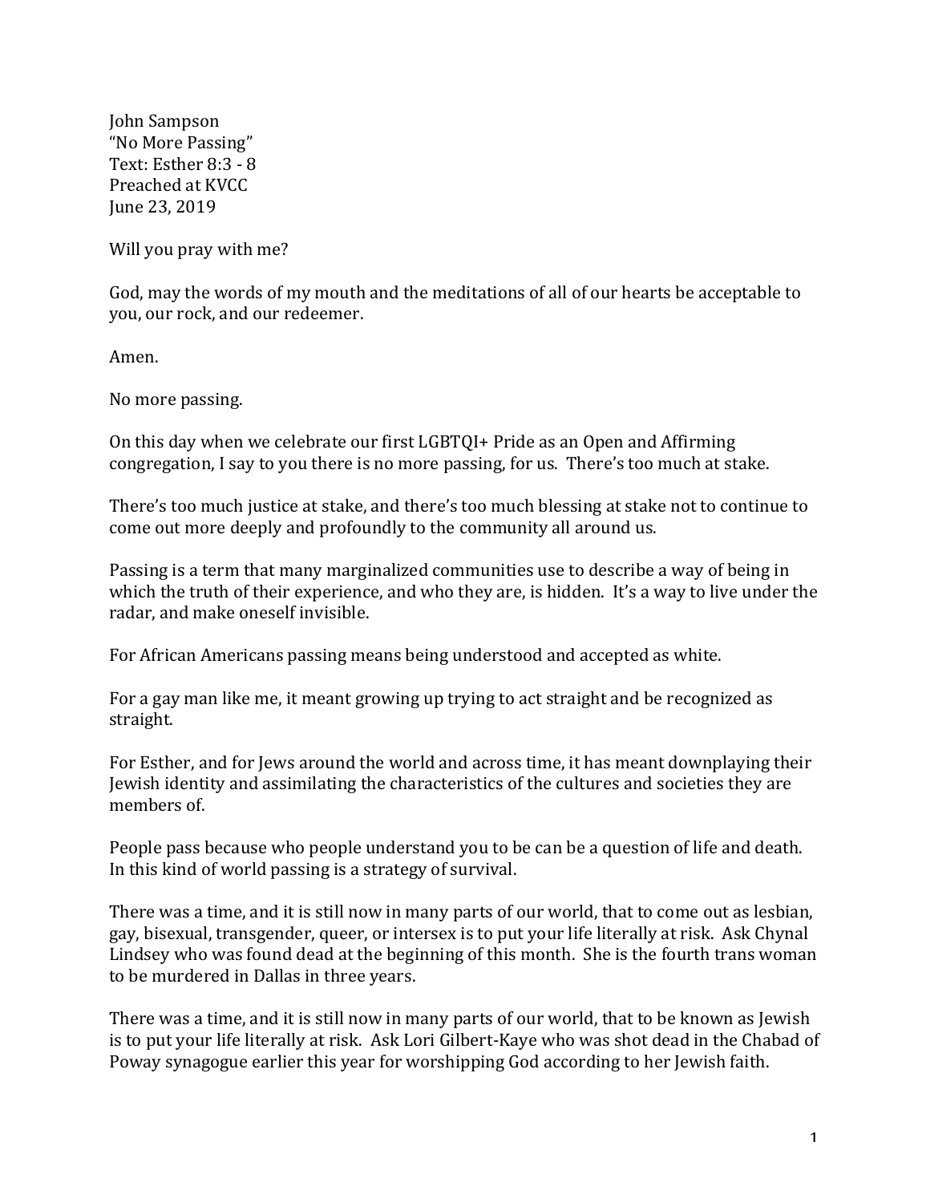John Sampson
"No More Passing"
Text: Esther 8:3 - 8
Preached at KVCC
June 23, 2019

Will you pray with me?

God, may the words of my mouth and the meditations of all of our hearts be acceptable to you, our rock, and our redeemer.

Amen.

No more passing.

On this day when we celebrate our first LGBTQI+ Pride as an Open and Affirming congregation, I say to you there is no more passing, for us. There's too much at stake.

There's too much justice at stake, and there's too much blessing at stake not to continue to come out more deeply and profoundly to the community all around us.

Passing is a term that many marginalized communities use to describe a way of being in which the truth of their experience, and who they are, is hidden. It's a way to live under the radar, and make oneself invisible.

For African Americans passing means being understood and accepted as white.

For a gay man like me, it meant growing up trying to act straight and be recognized as straight.

For Esther, and for Jews around the world and across time, it has meant downplaying their Jewish identity and assimilating the characteristics of the cultures and societies they are members of.

People pass because who people understand you to be can be a question of life and death. In this kind of world passing is a strategy of survival.

There was a time, and it is still now in many parts of our world, that to come out as lesbian, gay, bisexual, transgender, queer, or intersex is to put your life literally at risk. Ask Chynal Lindsey who was found dead at the beginning of this month. She is the fourth trans woman to be murdered in Dallas in three years.

There was a time, and it is still now in many parts of our world, that to be known as Jewish is to put your life literally at risk. Ask Lori Gilbert-Kaye who was shot dead in the Chabad of Poway synagogue earlier this year for worshipping God according to her Jewish faith.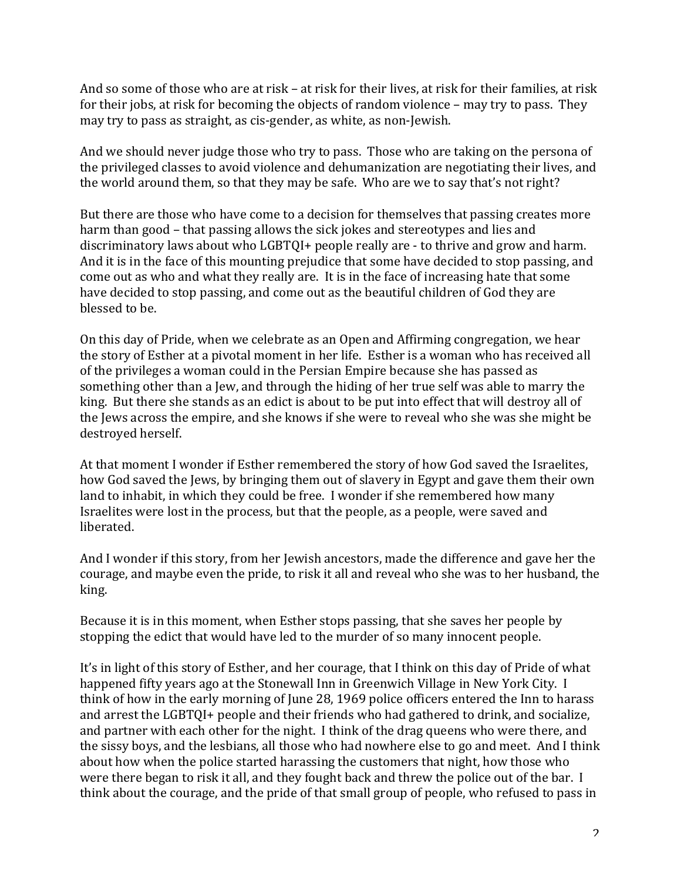And so some of those who are at risk – at risk for their lives, at risk for their families, at risk for their jobs, at risk for becoming the objects of random violence – may try to pass. They may try to pass as straight, as cis-gender, as white, as non-Jewish.

And we should never judge those who try to pass. Those who are taking on the persona of the privileged classes to avoid violence and dehumanization are negotiating their lives, and the world around them, so that they may be safe. Who are we to say that's not right?

But there are those who have come to a decision for themselves that passing creates more harm than good – that passing allows the sick jokes and stereotypes and lies and discriminatory laws about who LGBTQI+ people really are - to thrive and grow and harm. And it is in the face of this mounting prejudice that some have decided to stop passing, and come out as who and what they really are. It is in the face of increasing hate that some have decided to stop passing, and come out as the beautiful children of God they are blessed to be.

On this day of Pride, when we celebrate as an Open and Affirming congregation, we hear the story of Esther at a pivotal moment in her life. Esther is a woman who has received all of the privileges a woman could in the Persian Empire because she has passed as something other than a Jew, and through the hiding of her true self was able to marry the king. But there she stands as an edict is about to be put into effect that will destroy all of the Jews across the empire, and she knows if she were to reveal who she was she might be destroyed herself.

At that moment I wonder if Esther remembered the story of how God saved the Israelites, how God saved the Jews, by bringing them out of slavery in Egypt and gave them their own land to inhabit, in which they could be free. I wonder if she remembered how many Israelites were lost in the process, but that the people, as a people, were saved and liberated.

And I wonder if this story, from her Jewish ancestors, made the difference and gave her the courage, and maybe even the pride, to risk it all and reveal who she was to her husband, the king.

Because it is in this moment, when Esther stops passing, that she saves her people by stopping the edict that would have led to the murder of so many innocent people.

It's in light of this story of Esther, and her courage, that I think on this day of Pride of what happened fifty years ago at the Stonewall Inn in Greenwich Village in New York City. I think of how in the early morning of June 28, 1969 police officers entered the Inn to harass and arrest the LGBTQI+ people and their friends who had gathered to drink, and socialize, and partner with each other for the night. I think of the drag queens who were there, and the sissy boys, and the lesbians, all those who had nowhere else to go and meet. And I think about how when the police started harassing the customers that night, how those who were there began to risk it all, and they fought back and threw the police out of the bar. I think about the courage, and the pride of that small group of people, who refused to pass in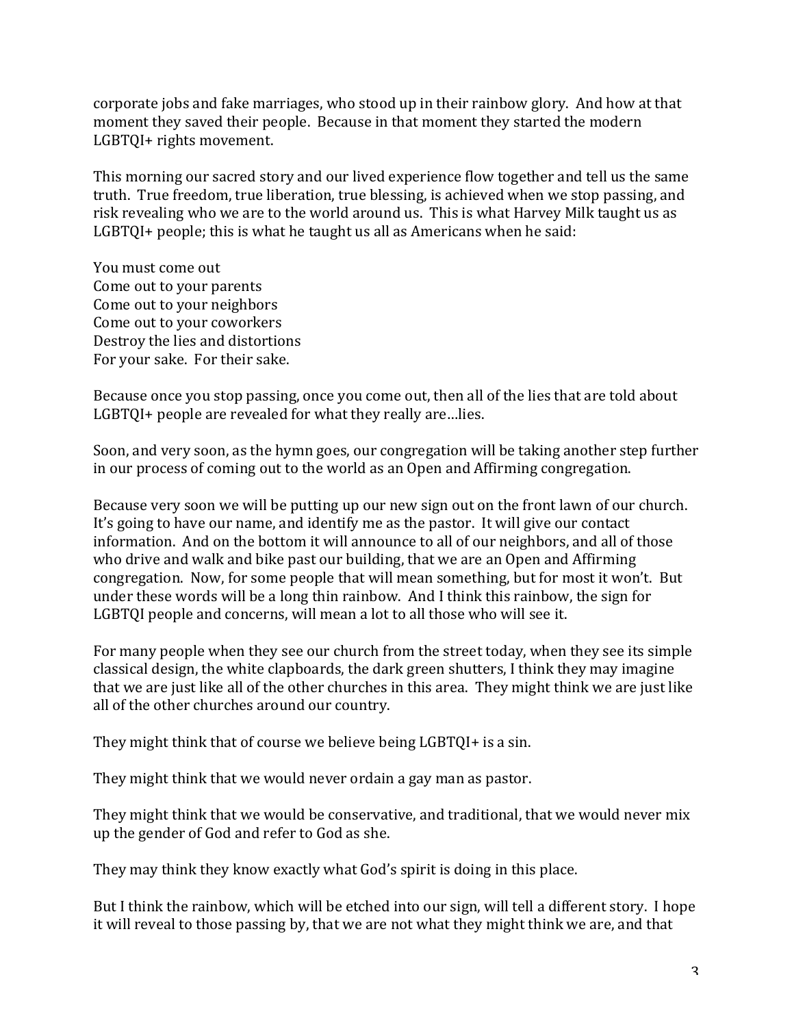corporate jobs and fake marriages, who stood up in their rainbow glory. And how at that moment they saved their people. Because in that moment they started the modern LGBTQI+ rights movement.

This morning our sacred story and our lived experience flow together and tell us the same truth. True freedom, true liberation, true blessing, is achieved when we stop passing, and risk revealing who we are to the world around us. This is what Harvey Milk taught us as LGBTQI+ people; this is what he taught us all as Americans when he said:

You must come out  
Come out to your parents  
Come out to your neighbors  
Come out to your coworkers  
Destroy the lies and distortions  
For your sake. For their sake.

Because once you stop passing, once you come out, then all of the lies that are told about LGBTQI+ people are revealed for what they really are…lies.

Soon, and very soon, as the hymn goes, our congregation will be taking another step further in our process of coming out to the world as an Open and Affirming congregation.

Because very soon we will be putting up our new sign out on the front lawn of our church. It's going to have our name, and identify me as the pastor. It will give our contact information. And on the bottom it will announce to all of our neighbors, and all of those who drive and walk and bike past our building, that we are an Open and Affirming congregation. Now, for some people that will mean something, but for most it won't. But under these words will be a long thin rainbow. And I think this rainbow, the sign for LGBTQI people and concerns, will mean a lot to all those who will see it.

For many people when they see our church from the street today, when they see its simple classical design, the white clapboards, the dark green shutters, I think they may imagine that we are just like all of the other churches in this area. They might think we are just like all of the other churches around our country.

They might think that of course we believe being LGBTQI+ is a sin.

They might think that we would never ordain a gay man as pastor.

They might think that we would be conservative, and traditional, that we would never mix up the gender of God and refer to God as she.

They may think they know exactly what God's spirit is doing in this place.

But I think the rainbow, which will be etched into our sign, will tell a different story. I hope it will reveal to those passing by, that we are not what they might think we are, and that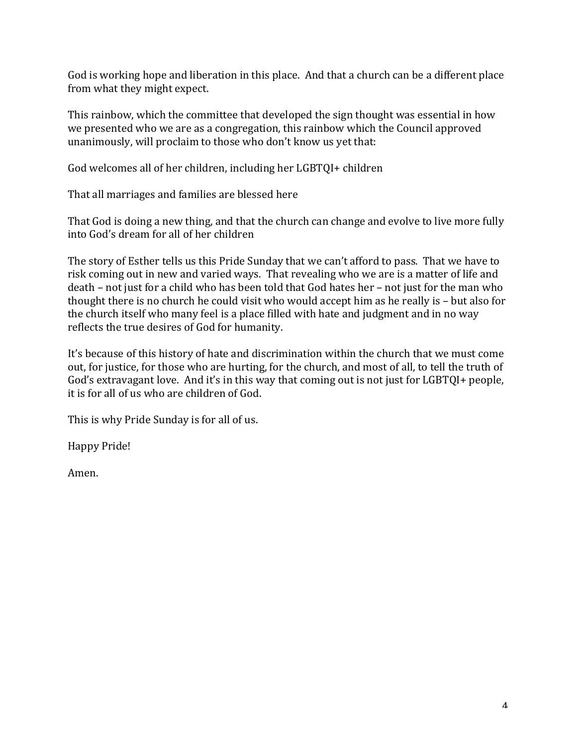God is working hope and liberation in this place. And that a church can be a different place from what they might expect.

This rainbow, which the committee that developed the sign thought was essential in how we presented who we are as a congregation, this rainbow which the Council approved unanimously, will proclaim to those who don't know us yet that:

God welcomes all of her children, including her LGBTQI+ children

That all marriages and families are blessed here

That God is doing a new thing, and that the church can change and evolve to live more fully into God's dream for all of her children

The story of Esther tells us this Pride Sunday that we can't afford to pass. That we have to risk coming out in new and varied ways. That revealing who we are is a matter of life and death – not just for a child who has been told that God hates her – not just for the man who thought there is no church he could visit who would accept him as he really is – but also for the church itself who many feel is a place filled with hate and judgment and in no way reflects the true desires of God for humanity.

It's because of this history of hate and discrimination within the church that we must come out, for justice, for those who are hurting, for the church, and most of all, to tell the truth of God's extravagant love. And it's in this way that coming out is not just for LGBTQI+ people, it is for all of us who are children of God.

This is why Pride Sunday is for all of us.

Happy Pride!

Amen.